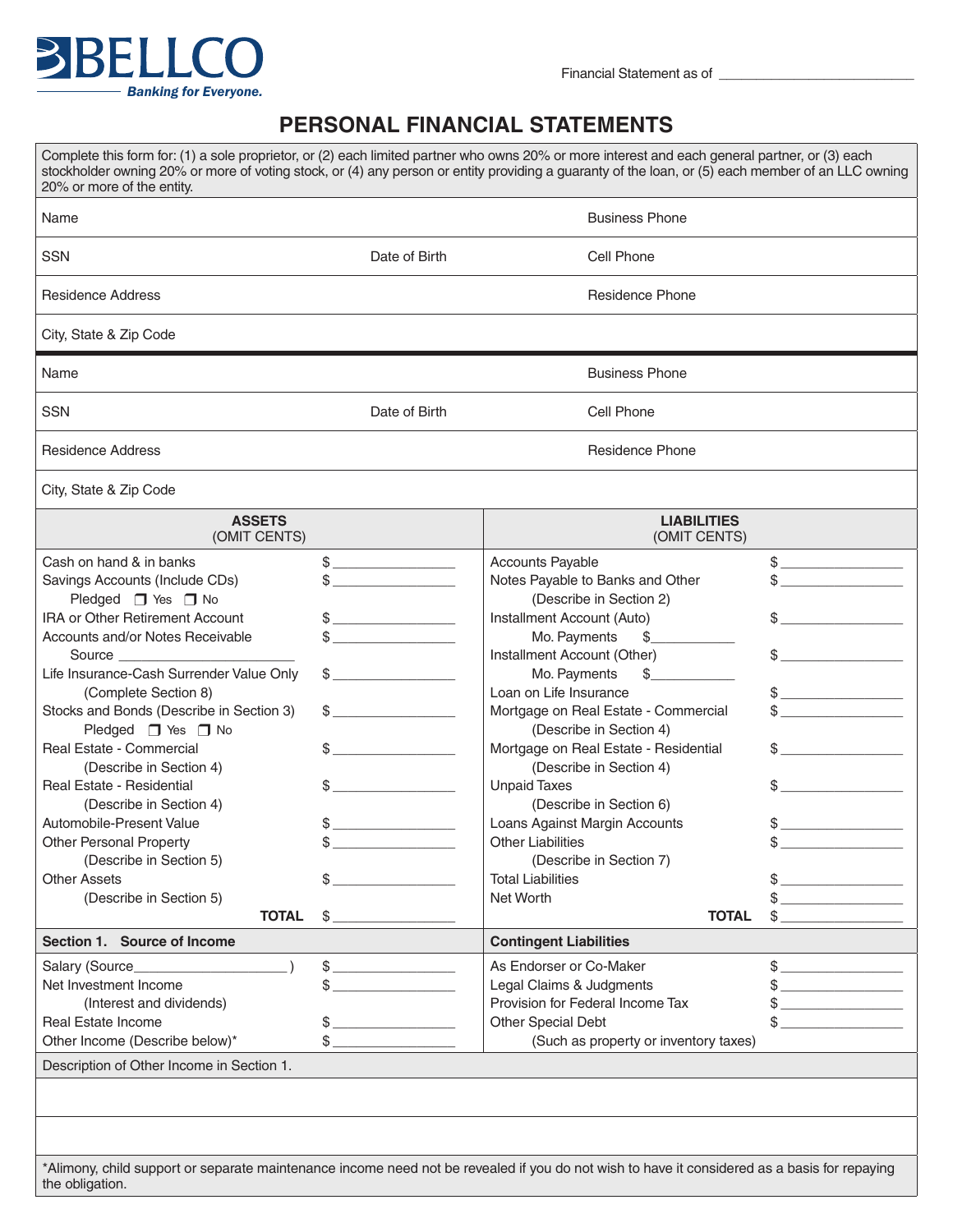BELLCO
*Banking for Everyone.*

Financial Statement as of ____________________

# PERSONAL FINANCIAL STATEMENTS

Complete this form for: (1) a sole proprietor, or (2) each limited partner who owns 20% or more interest and each general partner, or (3) each stockholder owning 20% or more of voting stock, or (4) any person or entity providing a guaranty of the loan, or (5) each member of an LLC owning 20% or more of the entity.

| | | |
|---|---|---|
| Name | | Business Phone |
| SSN | Date of Birth | Cell Phone |
| Residence Address | | Residence Phone |
| City, State & Zip Code | | |

| | | |
|---|---|---|
| Name | | Business Phone |
| SSN | Date of Birth | Cell Phone |
| Residence Address | | Residence Phone |
| City, State & Zip Code | | |

| ASSETS (OMIT CENTS) | | LIABILITIES (OMIT CENTS) | |
|---|---|---|---|
| Cash on hand & in banks | $ ________ | Accounts Payable | $ ________ |
| Savings Accounts (Include CDs) | $ ________ | Notes Payable to Banks and Other | $ ________ |
| Pledged ❒ Yes ❒ No | | (Describe in Section 2) | |
| IRA or Other Retirement Account | $ ________ | Installment Account (Auto) | $ ________ |
| Accounts and/or Notes Receivable | $ ________ | Mo. Payments $________ | |
| Source ____________ | | Installment Account (Other) | $ ________ |
| Life Insurance-Cash Surrender Value Only | $ ________ | Mo. Payments $________ | |
| (Complete Section 8) | | Loan on Life Insurance | $ ________ |
| Stocks and Bonds (Describe in Section 3) | $ ________ | Mortgage on Real Estate - Commercial | $ ________ |
| Pledged ❒ Yes ❒ No | | (Describe in Section 4) | |
| Real Estate - Commercial | $ ________ | Mortgage on Real Estate - Residential | $ ________ |
| (Describe in Section 4) | | (Describe in Section 4) | |
| Real Estate - Residential | $ ________ | Unpaid Taxes | $ ________ |
| (Describe in Section 4) | | (Describe in Section 6) | |
| Automobile-Present Value | $ ________ | Loans Against Margin Accounts | $ ________ |
| Other Personal Property | $ ________ | Other Liabilities | $ ________ |
| (Describe in Section 5) | | (Describe in Section 7) | |
| Other Assets | $ ________ | Total Liabilities | $ ________ |
| (Describe in Section 5) | | Net Worth | $ ________ |
| **TOTAL** | $ ________ | **TOTAL** | $ ________ |

| **Section 1. Source of Income** | | **Contingent Liabilities** | |
|---|---|---|---|
| Salary (Source____________ ) | $ ________ | As Endorser or Co-Maker | $ ________ |
| Net Investment Income | $ ________ | Legal Claims & Judgments | $ ________ |
| (Interest and dividends) | | Provision for Federal Income Tax | $ ________ |
| Real Estate Income | $ ________ | Other Special Debt | $ ________ |
| Other Income (Describe below)* | $ ________ | (Such as property or inventory taxes) | |

Description of Other Income in Section 1.

*Alimony, child support or separate maintenance income need not be revealed if you do not wish to have it considered as a basis for repaying the obligation.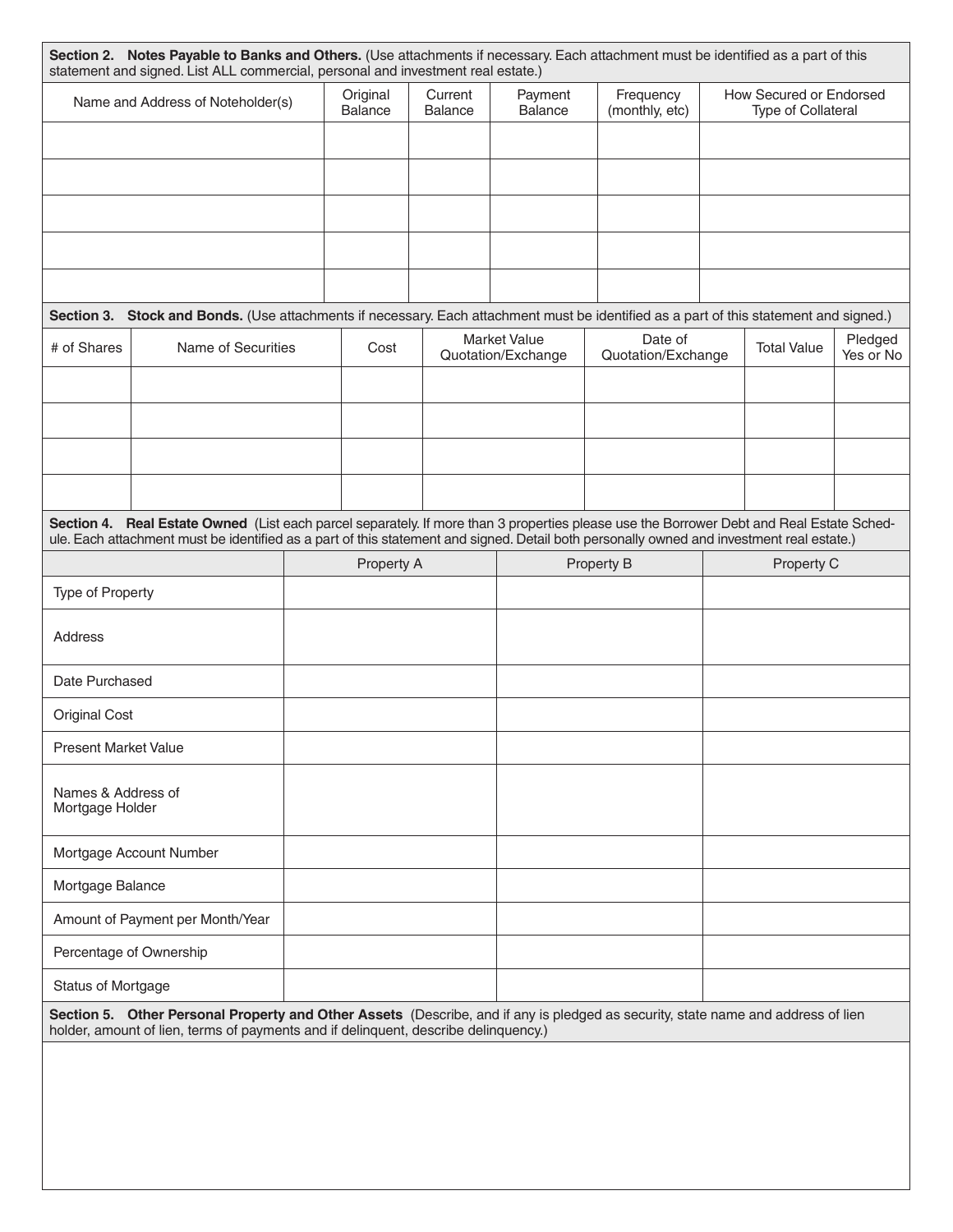**Section 2. Notes Payable to Banks and Others.** (Use attachments if necessary. Each attachment must be identified as a part of this statement and signed. List ALL commercial, personal and investment real estate.)

| Name and Address of Noteholder(s) | Original Balance | Current Balance | Payment Balance | Frequency (monthly, etc) | How Secured or Endorsed Type of Collateral |
|---|---|---|---|---|---|
| | | | | | |
| | | | | | |
| | | | | | |
| | | | | | |
| | | | | | |

**Section 3. Stock and Bonds.** (Use attachments if necessary. Each attachment must be identified as a part of this statement and signed.)

| # of Shares | Name of Securities | Cost | Market Value Quotation/Exchange | Date of Quotation/Exchange | Total Value | Pledged Yes or No |
|---|---|---|---|---|---|---|
| | | | | | | |
| | | | | | | |
| | | | | | | |
| | | | | | | |

**Section 4. Real Estate Owned** (List each parcel separately. If more than 3 properties please use the Borrower Debt and Real Estate Schedule. Each attachment must be identified as a part of this statement and signed. Detail both personally owned and investment real estate.)

| | Property A | Property B | Property C |
|---|---|---|---|
| Type of Property | | | |
| Address | | | |
| Date Purchased | | | |
| Original Cost | | | |
| Present Market Value | | | |
| Names & Address of Mortgage Holder | | | |
| Mortgage Account Number | | | |
| Mortgage Balance | | | |
| Amount of Payment per Month/Year | | | |
| Percentage of Ownership | | | |
| Status of Mortgage | | | |

**Section 5. Other Personal Property and Other Assets** (Describe, and if any is pledged as security, state name and address of lien holder, amount of lien, terms of payments and if delinquent, describe delinquency.)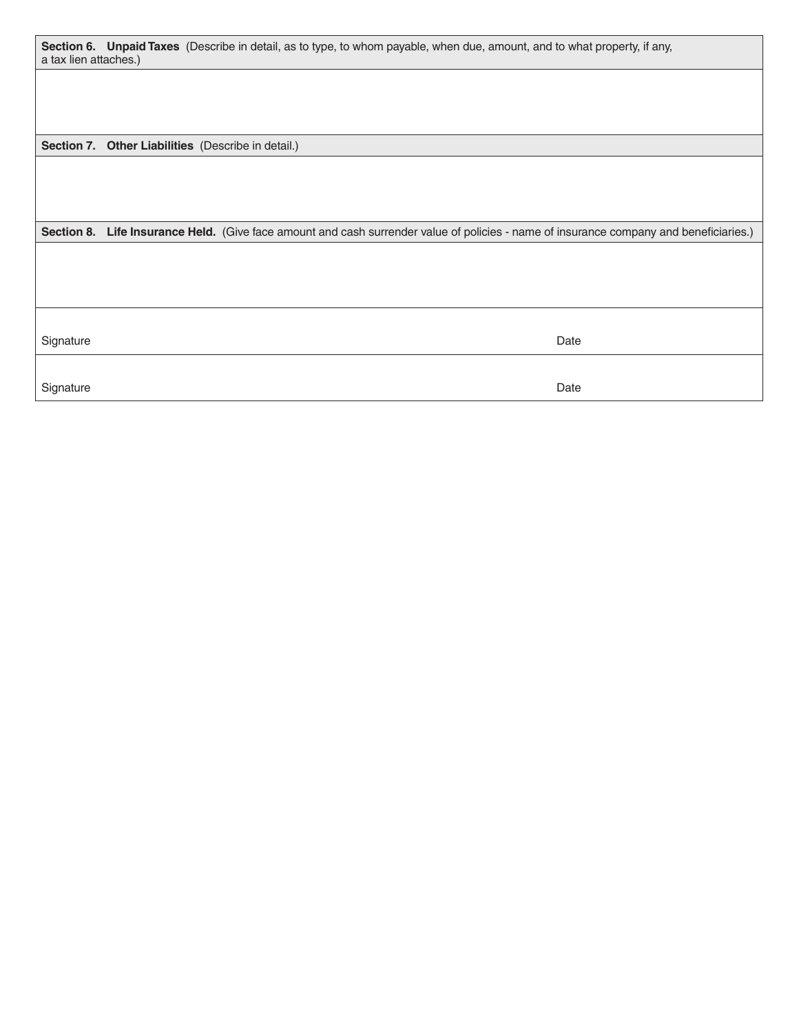**Section 6. Unpaid Taxes** (Describe in detail, as to type, to whom payable, when due, amount, and to what property, if any, a tax lien attaches.)

**Section 7. Other Liabilities** (Describe in detail.)

**Section 8. Life Insurance Held.** (Give face amount and cash surrender value of policies - name of insurance company and beneficiaries.)

| | |
|---|---|
| Signature | Date |
| Signature | Date |